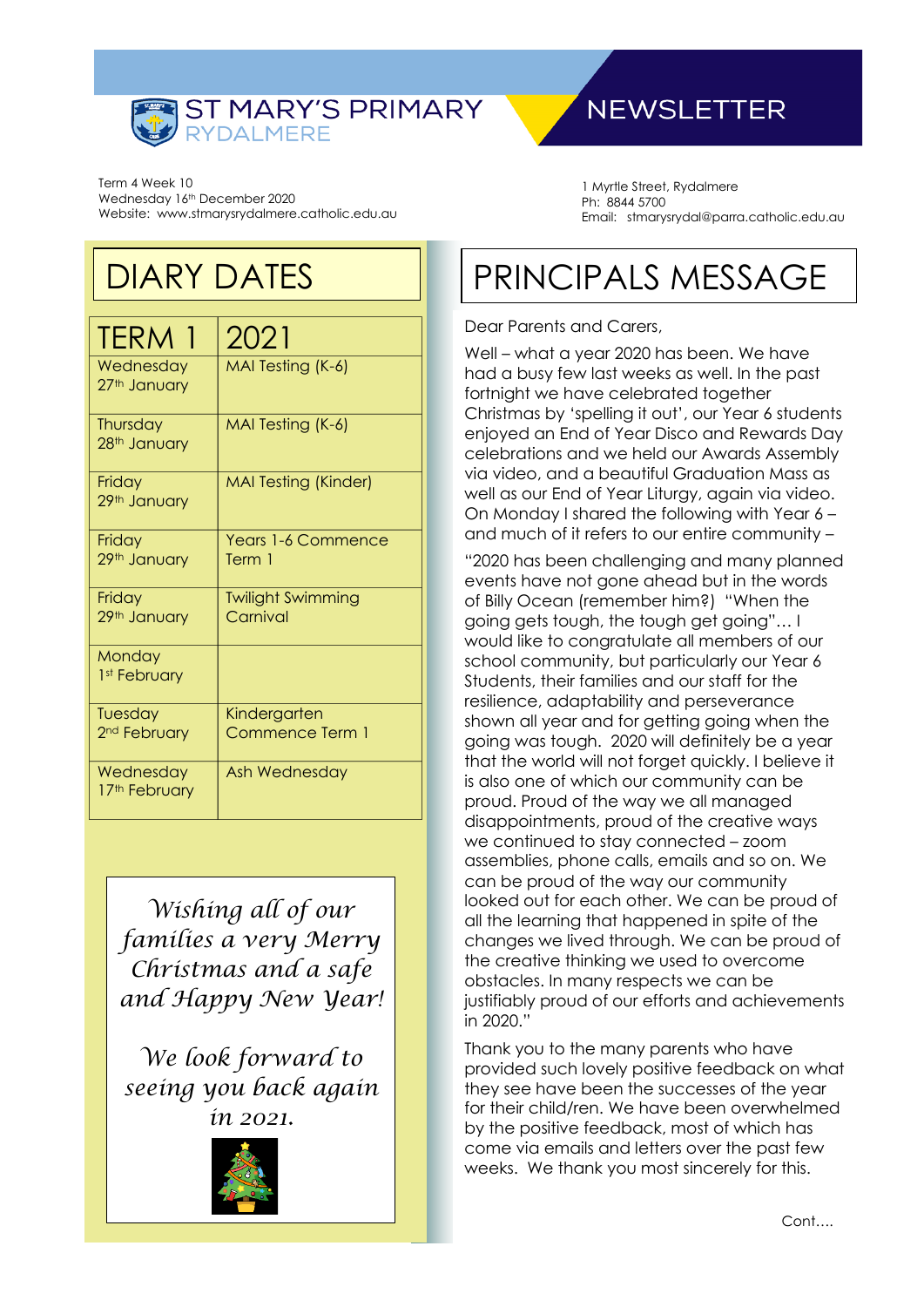# ST MARY'S PRIMARY RYDALMERE

# NEWSLETTER

Term 4 Week 10
Wednesday 16th December 2020
Website: www.stmarysrydalmere.catholic.edu.au

1 Myrtle Street, Rydalmere
Ph: 8844 5700
Email: stmarysrydal@parra.catholic.edu.au

## DIARY DATES

| TERM 1 | 2021 |
|---|---|
| Wednesday 27th January | MAI Testing (K-6) |
| Thursday 28th January | MAI Testing (K-6) |
| Friday 29th January | MAI Testing (Kinder) |
| Friday 29th January | Years 1-6 Commence Term 1 |
| Friday 29th January | Twilight Swimming Carnival |
| Monday 1st February | |
| Tuesday 2nd February | Kindergarten Commence Term 1 |
| Wednesday 17th February | Ash Wednesday |

*Wishing all of our families a very Merry Christmas and a safe and Happy New Year!*

*We look forward to seeing you back again in 2021.*

## PRINCIPALS MESSAGE

Dear Parents and Carers,

Well – what a year 2020 has been. We have had a busy few last weeks as well. In the past fortnight we have celebrated together Christmas by 'spelling it out', our Year 6 students enjoyed an End of Year Disco and Rewards Day celebrations and we held our Awards Assembly via video, and a beautiful Graduation Mass as well as our End of Year Liturgy, again via video. On Monday I shared the following with Year 6 – and much of it refers to our entire community –

"2020 has been challenging and many planned events have not gone ahead but in the words of Billy Ocean (remember him?) "When the going gets tough, the tough get going"… I would like to congratulate all members of our school community, but particularly our Year 6 Students, their families and our staff for the resilience, adaptability and perseverance shown all year and for getting going when the going was tough. 2020 will definitely be a year that the world will not forget quickly. I believe it is also one of which our community can be proud. Proud of the way we all managed disappointments, proud of the creative ways we continued to stay connected – zoom assemblies, phone calls, emails and so on. We can be proud of the way our community looked out for each other. We can be proud of all the learning that happened in spite of the changes we lived through. We can be proud of the creative thinking we used to overcome obstacles. In many respects we can be justifiably proud of our efforts and achievements in 2020."

Thank you to the many parents who have provided such lovely positive feedback on what they see have been the successes of the year for their child/ren. We have been overwhelmed by the positive feedback, most of which has come via emails and letters over the past few weeks. We thank you most sincerely for this.

Cont….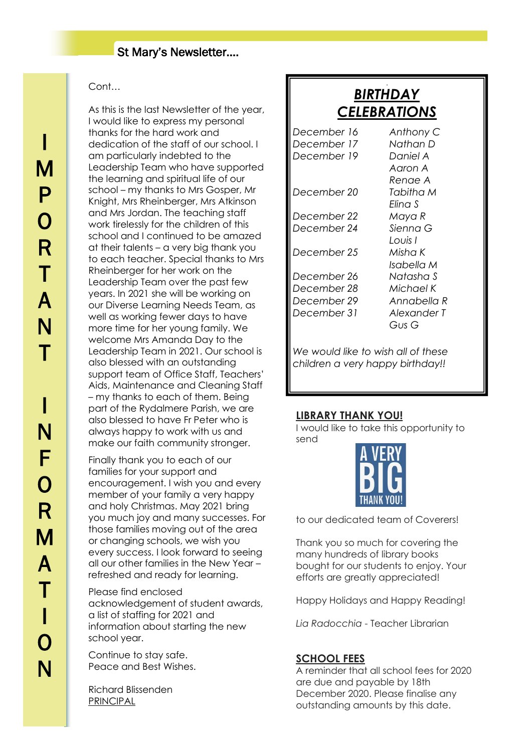**IMPORTANT INFORMATION**

Cont…

As this is the last Newsletter of the year, I would like to express my personal thanks for the hard work and dedication of the staff of our school. I am particularly indebted to the Leadership Team who have supported the learning and spiritual life of our school – my thanks to Mrs Gosper, Mr Knight, Mrs Rheinberger, Mrs Atkinson and Mrs Jordan. The teaching staff work tirelessly for the children of this school and I continued to be amazed at their talents – a very big thank you to each teacher. Special thanks to Mrs Rheinberger for her work on the Leadership Team over the past few years. In 2021 she will be working on our Diverse Learning Needs Team, as well as working fewer days to have more time for her young family. We welcome Mrs Amanda Day to the Leadership Team in 2021. Our school is also blessed with an outstanding support team of Office Staff, Teachers' Aids, Maintenance and Cleaning Staff – my thanks to each of them. Being part of the Rydalmere Parish, we are also blessed to have Fr Peter who is always happy to work with us and make our faith community stronger.

Finally thank you to each of our families for your support and encouragement. I wish you and every member of your family a very happy and holy Christmas. May 2021 bring you much joy and many successes. For those families moving out of the area or changing schools, we wish you every success. I look forward to seeing all our other families in the New Year – refreshed and ready for learning.

Please find enclosed acknowledgement of student awards, a list of staffing for 2021 and information about starting the new school year.

Continue to stay safe.
Peace and Best Wishes.

Richard Blissenden
PRINCIPAL

## *BIRTHDAY CELEBRATIONS*

| | |
|---|---|
| *December 16* | *Anthony C* |
| *December 17* | *Nathan D* |
| *December 19* | *Daniel A* |
| | *Aaron A* |
| | *Renae A* |
| *December 20* | *Tabitha M* |
| | *Elina S* |
| *December 22* | *Maya R* |
| *December 24* | *Sienna G* |
| | *Louis I* |
| *December 25* | *Misha K* |
| | *Isabella M* |
| *December 26* | *Natasha S* |
| *December 28* | *Michael K* |
| *December 29* | *Annabella R* |
| *December 31* | *Alexander T* |
| | *Gus G* |

*We would like to wish all of these children a very happy birthday!!*

## LIBRARY THANK YOU!

I would like to take this opportunity to send

A VERY BIG THANK YOU!

to our dedicated team of Coverers!

Thank you so much for covering the many hundreds of library books bought for our students to enjoy. Your efforts are greatly appreciated!

Happy Holidays and Happy Reading!

*Lia Radocchia* - Teacher Librarian

## SCHOOL FEES

A reminder that all school fees for 2020 are due and payable by 18th December 2020. Please finalise any outstanding amounts by this date.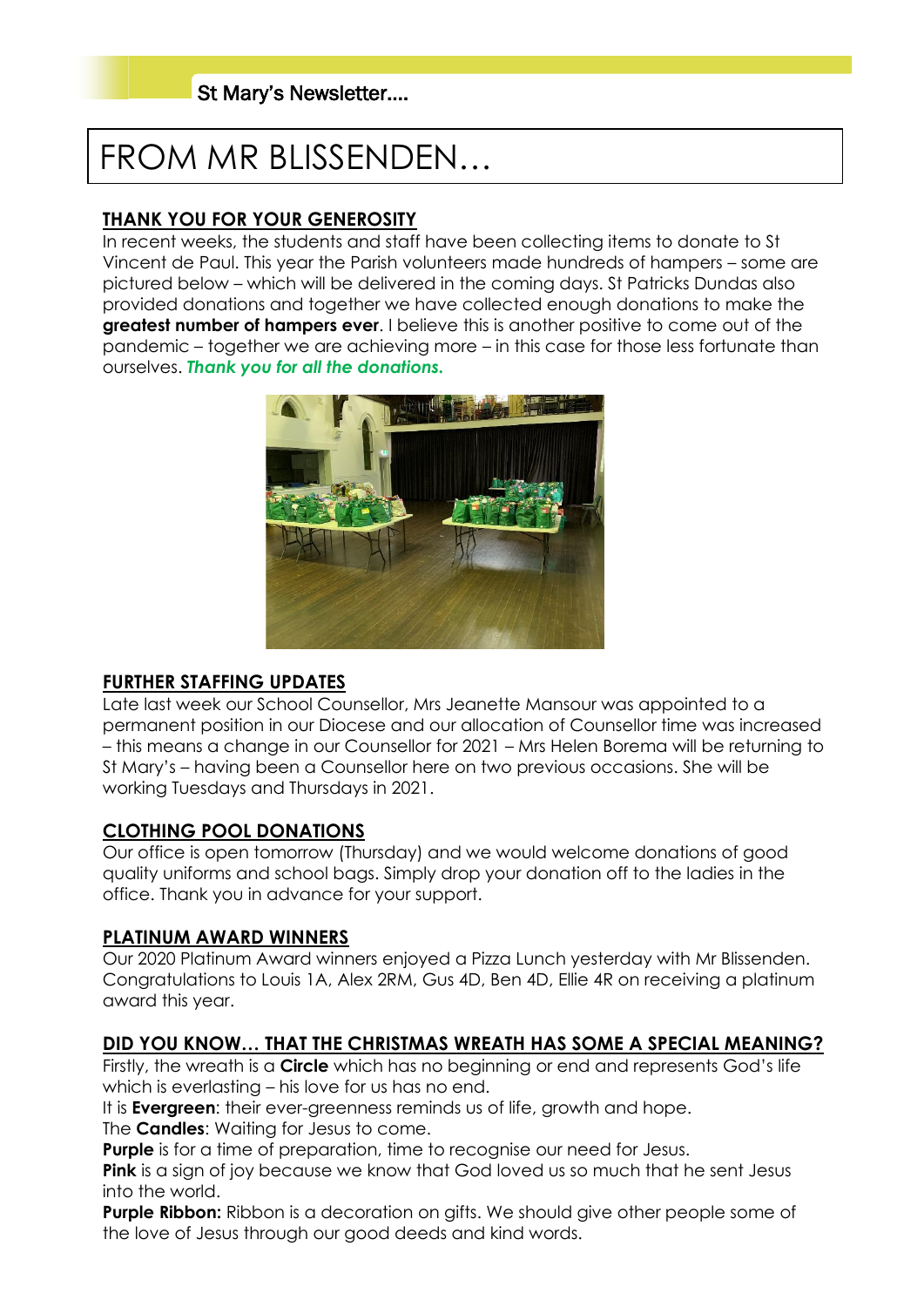# FROM MR BLISSENDEN…

## THANK YOU FOR YOUR GENEROSITY

In recent weeks, the students and staff have been collecting items to donate to St Vincent de Paul. This year the Parish volunteers made hundreds of hampers – some are pictured below – which will be delivered in the coming days. St Patricks Dundas also provided donations and together we have collected enough donations to make the **greatest number of hampers ever**. I believe this is another positive to come out of the pandemic – together we are achieving more – in this case for those less fortunate than ourselves. ***Thank you for all the donations.***

## FURTHER STAFFING UPDATES

Late last week our School Counsellor, Mrs Jeanette Mansour was appointed to a permanent position in our Diocese and our allocation of Counsellor time was increased – this means a change in our Counsellor for 2021 – Mrs Helen Borema will be returning to St Mary's – having been a Counsellor here on two previous occasions. She will be working Tuesdays and Thursdays in 2021.

## CLOTHING POOL DONATIONS

Our office is open tomorrow (Thursday) and we would welcome donations of good quality uniforms and school bags. Simply drop your donation off to the ladies in the office. Thank you in advance for your support.

## PLATINUM AWARD WINNERS

Our 2020 Platinum Award winners enjoyed a Pizza Lunch yesterday with Mr Blissenden. Congratulations to Louis 1A, Alex 2RM, Gus 4D, Ben 4D, Ellie 4R on receiving a platinum award this year.

## DID YOU KNOW… THAT THE CHRISTMAS WREATH HAS SOME A SPECIAL MEANING?

Firstly, the wreath is a **Circle** which has no beginning or end and represents God's life which is everlasting – his love for us has no end.

It is **Evergreen**: their ever-greenness reminds us of life, growth and hope.

The **Candles**: Waiting for Jesus to come.

**Purple** is for a time of preparation, time to recognise our need for Jesus.

**Pink** is a sign of joy because we know that God loved us so much that he sent Jesus into the world.

**Purple Ribbon:** Ribbon is a decoration on gifts. We should give other people some of the love of Jesus through our good deeds and kind words.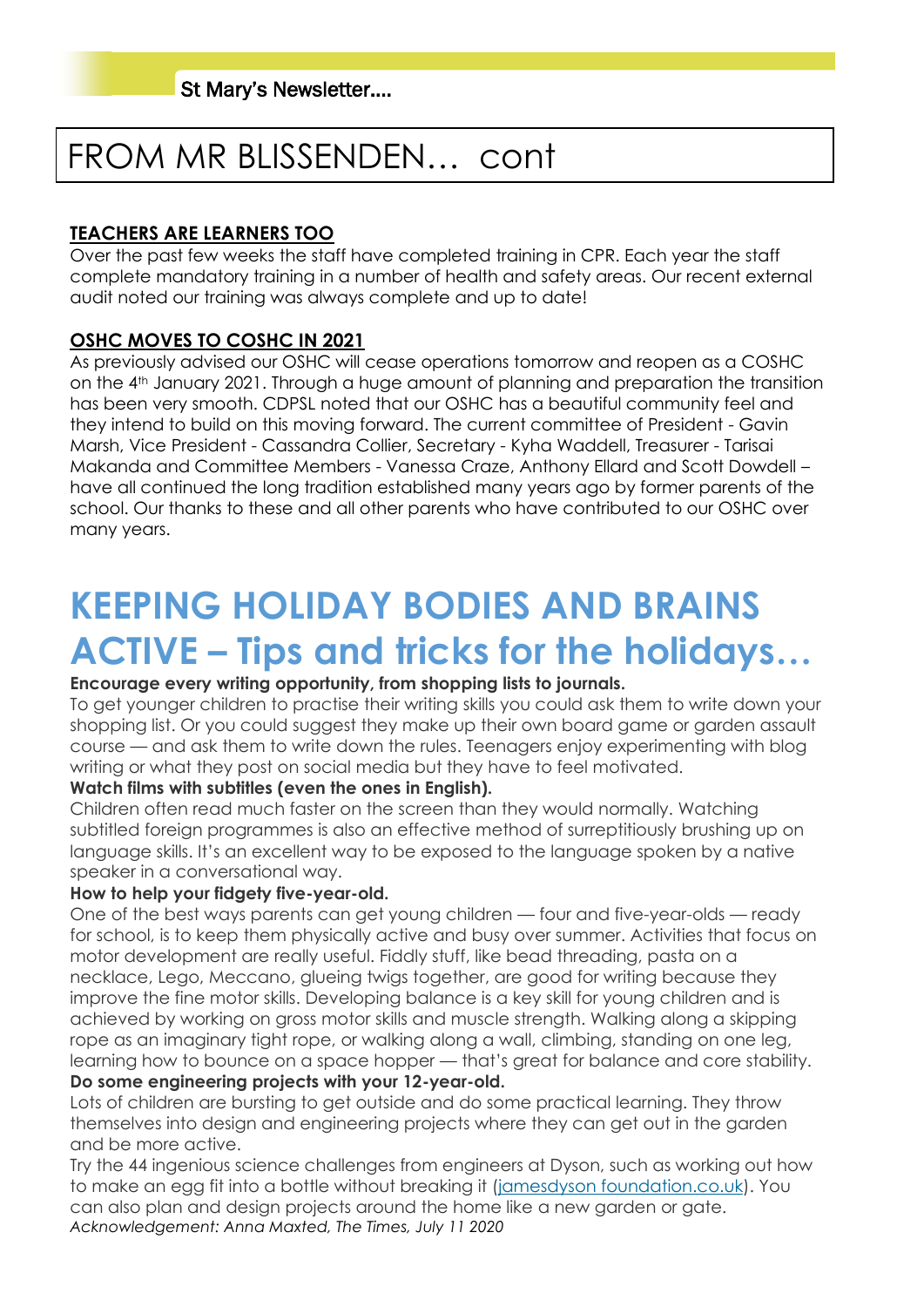# FROM MR BLISSENDEN… cont

## TEACHERS ARE LEARNERS TOO

Over the past few weeks the staff have completed training in CPR. Each year the staff complete mandatory training in a number of health and safety areas. Our recent external audit noted our training was always complete and up to date!

## OSHC MOVES TO COSHC IN 2021

As previously advised our OSHC will cease operations tomorrow and reopen as a COSHC on the 4th January 2021. Through a huge amount of planning and preparation the transition has been very smooth. CDPSL noted that our OSHC has a beautiful community feel and they intend to build on this moving forward. The current committee of President - Gavin Marsh, Vice President - Cassandra Collier, Secretary - Kyha Waddell, Treasurer - Tarisai Makanda and Committee Members - Vanessa Craze, Anthony Ellard and Scott Dowdell – have all continued the long tradition established many years ago by former parents of the school. Our thanks to these and all other parents who have contributed to our OSHC over many years.

# KEEPING HOLIDAY BODIES AND BRAINS ACTIVE – Tips and tricks for the holidays…

**Encourage every writing opportunity, from shopping lists to journals.**

To get younger children to practise their writing skills you could ask them to write down your shopping list. Or you could suggest they make up their own board game or garden assault course — and ask them to write down the rules. Teenagers enjoy experimenting with blog writing or what they post on social media but they have to feel motivated.

**Watch films with subtitles (even the ones in English).**

Children often read much faster on the screen than they would normally. Watching subtitled foreign programmes is also an effective method of surreptitiously brushing up on language skills. It's an excellent way to be exposed to the language spoken by a native speaker in a conversational way.

**How to help your fidgety five-year-old.**

One of the best ways parents can get young children — four and five-year-olds — ready for school, is to keep them physically active and busy over summer. Activities that focus on motor development are really useful. Fiddly stuff, like bead threading, pasta on a necklace, Lego, Meccano, glueing twigs together, are good for writing because they improve the fine motor skills. Developing balance is a key skill for young children and is achieved by working on gross motor skills and muscle strength. Walking along a skipping rope as an imaginary tight rope, or walking along a wall, climbing, standing on one leg, learning how to bounce on a space hopper — that's great for balance and core stability.

**Do some engineering projects with your 12-year-old.**

Lots of children are bursting to get outside and do some practical learning. They throw themselves into design and engineering projects where they can get out in the garden and be more active.

Try the 44 ingenious science challenges from engineers at Dyson, such as working out how to make an egg fit into a bottle without breaking it (jamesdyson foundation.co.uk). You can also plan and design projects around the home like a new garden or gate.

*Acknowledgement: Anna Maxted, The Times, July 11 2020*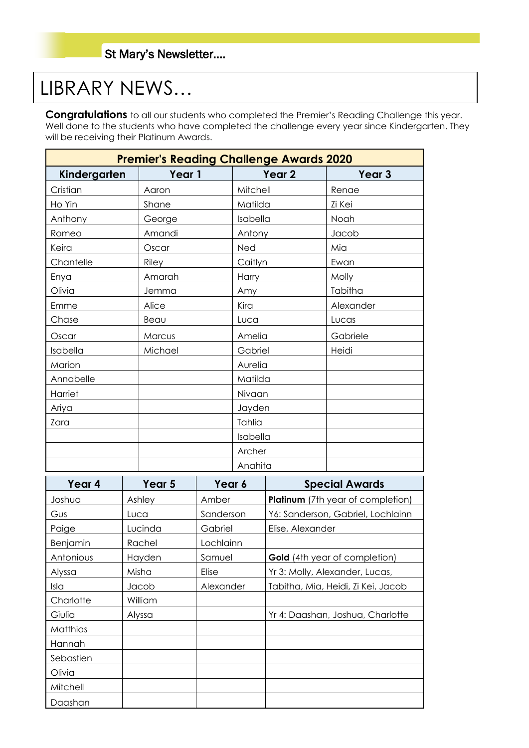# LIBRARY NEWS…

**Congratulations** to all our students who completed the Premier's Reading Challenge this year. Well done to the students who have completed the challenge every year since Kindergarten. They will be receiving their Platinum Awards.

**Premier's Reading Challenge Awards 2020**

| Kindergarten | Year 1 | Year 2 | Year 3 |
|---|---|---|---|
| Cristian | Aaron | Mitchell | Renae |
| Ho Yin | Shane | Matilda | Zi Kei |
| Anthony | George | Isabella | Noah |
| Romeo | Amandi | Antony | Jacob |
| Keira | Oscar | Ned | Mia |
| Chantelle | Riley | Caitlyn | Ewan |
| Enya | Amarah | Harry | Molly |
| Olivia | Jemma | Amy | Tabitha |
| Emme | Alice | Kira | Alexander |
| Chase | Beau | Luca | Lucas |
| Oscar | Marcus | Amelia | Gabriele |
| Isabella | Michael | Gabriel | Heidi |
| Marion | | Aurelia | |
| Annabelle | | Matilda | |
| Harriet | | Nivaan | |
| Ariya | | Jayden | |
| Zara | | Tahlia | |
| | | Isabella | |
| | | Archer | |
| | | Anahita | |

| Year 4 | Year 5 | Year 6 | Special Awards |
|---|---|---|---|
| Joshua | Ashley | Amber | **Platinum** (7th year of completion) |
| Gus | Luca | Sanderson | Y6: Sanderson, Gabriel, Lochlainn |
| Paige | Lucinda | Gabriel | Elise, Alexander |
| Benjamin | Rachel | Lochlainn | |
| Antonious | Hayden | Samuel | **Gold** (4th year of completion) |
| Alyssa | Misha | Elise | Yr 3: Molly, Alexander, Lucas, |
| Isla | Jacob | Alexander | Tabitha, Mia, Heidi, Zi Kei, Jacob |
| Charlotte | William | | |
| Giulia | Alyssa | | Yr 4: Daashan, Joshua, Charlotte |
| Matthias | | | |
| Hannah | | | |
| Sebastien | | | |
| Olivia | | | |
| Mitchell | | | |
| Daashan | | | |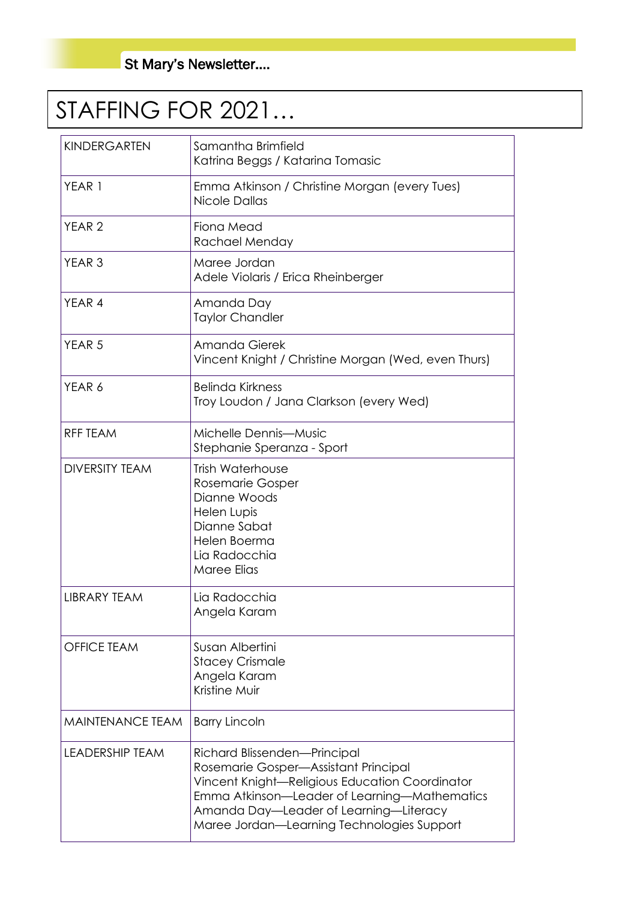# STAFFING FOR 2021…

| | |
|---|---|
| KINDERGARTEN | Samantha Brimfield<br>Katrina Beggs / Katarina Tomasic |
| YEAR 1 | Emma Atkinson / Christine Morgan (every Tues)<br>Nicole Dallas |
| YEAR 2 | Fiona Mead<br>Rachael Menday |
| YEAR 3 | Maree Jordan<br>Adele Violaris / Erica Rheinberger |
| YEAR 4 | Amanda Day<br>Taylor Chandler |
| YEAR 5 | Amanda Gierek<br>Vincent Knight / Christine Morgan (Wed, even Thurs) |
| YEAR 6 | Belinda Kirkness<br>Troy Loudon / Jana Clarkson (every Wed) |
| RFF TEAM | Michelle Dennis—Music<br>Stephanie Speranza - Sport |
| DIVERSITY TEAM | Trish Waterhouse<br>Rosemarie Gosper<br>Dianne Woods<br>Helen Lupis<br>Dianne Sabat<br>Helen Boerma<br>Lia Radocchia<br>Maree Elias |
| LIBRARY TEAM | Lia Radocchia<br>Angela Karam |
| OFFICE TEAM | Susan Albertini<br>Stacey Crismale<br>Angela Karam<br>Kristine Muir |
| MAINTENANCE TEAM | Barry Lincoln |
| LEADERSHIP TEAM | Richard Blissenden—Principal<br>Rosemarie Gosper—Assistant Principal<br>Vincent Knight—Religious Education Coordinator<br>Emma Atkinson—Leader of Learning—Mathematics<br>Amanda Day—Leader of Learning—Literacy<br>Maree Jordan—Learning Technologies Support |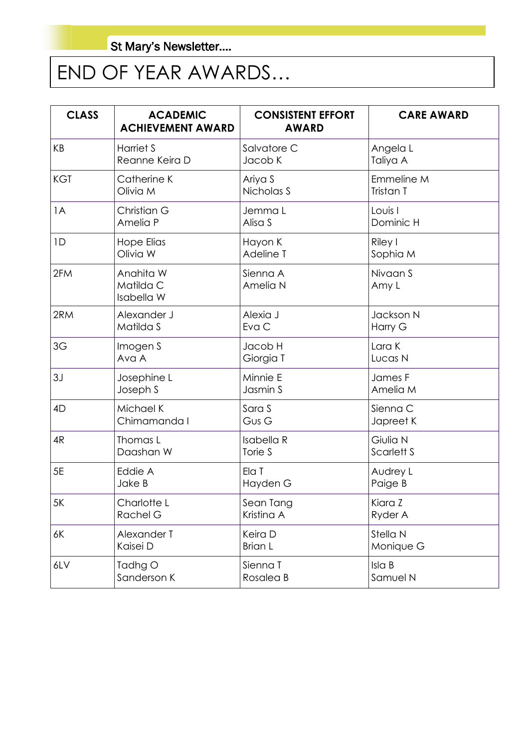# END OF YEAR AWARDS…

| CLASS | ACADEMIC ACHIEVEMENT AWARD | CONSISTENT EFFORT AWARD | CARE AWARD |
|---|---|---|---|
| KB | Harriet S<br>Reanne Keira D | Salvatore C<br>Jacob K | Angela L<br>Taliya A |
| KGT | Catherine K<br>Olivia M | Ariya S<br>Nicholas S | Emmeline M<br>Tristan T |
| 1A | Christian G<br>Amelia P | Jemma L<br>Alisa S | Louis I<br>Dominic H |
| 1D | Hope Elias<br>Olivia W | Hayon K<br>Adeline T | Riley I<br>Sophia M |
| 2FM | Anahita W<br>Matilda C<br>Isabella W | Sienna A<br>Amelia N | Nivaan S<br>Amy L |
| 2RM | Alexander J<br>Matilda S | Alexia J<br>Eva C | Jackson N<br>Harry G |
| 3G | Imogen S<br>Ava A | Jacob H<br>Giorgia T | Lara K<br>Lucas N |
| 3J | Josephine L<br>Joseph S | Minnie E<br>Jasmin S | James F<br>Amelia M |
| 4D | Michael K<br>Chimamanda I | Sara S<br>Gus G | Sienna C<br>Japreet K |
| 4R | Thomas L<br>Daashan W | Isabella R<br>Torie S | Giulia N<br>Scarlett S |
| 5E | Eddie A<br>Jake B | Ela T<br>Hayden G | Audrey L<br>Paige B |
| 5K | Charlotte L<br>Rachel G | Sean Tang<br>Kristina A | Kiara Z<br>Ryder A |
| 6K | Alexander T<br>Kaisei D | Keira D<br>Brian L | Stella N<br>Monique G |
| 6LV | Tadhg O<br>Sanderson K | Sienna T<br>Rosalea B | Isla B<br>Samuel N |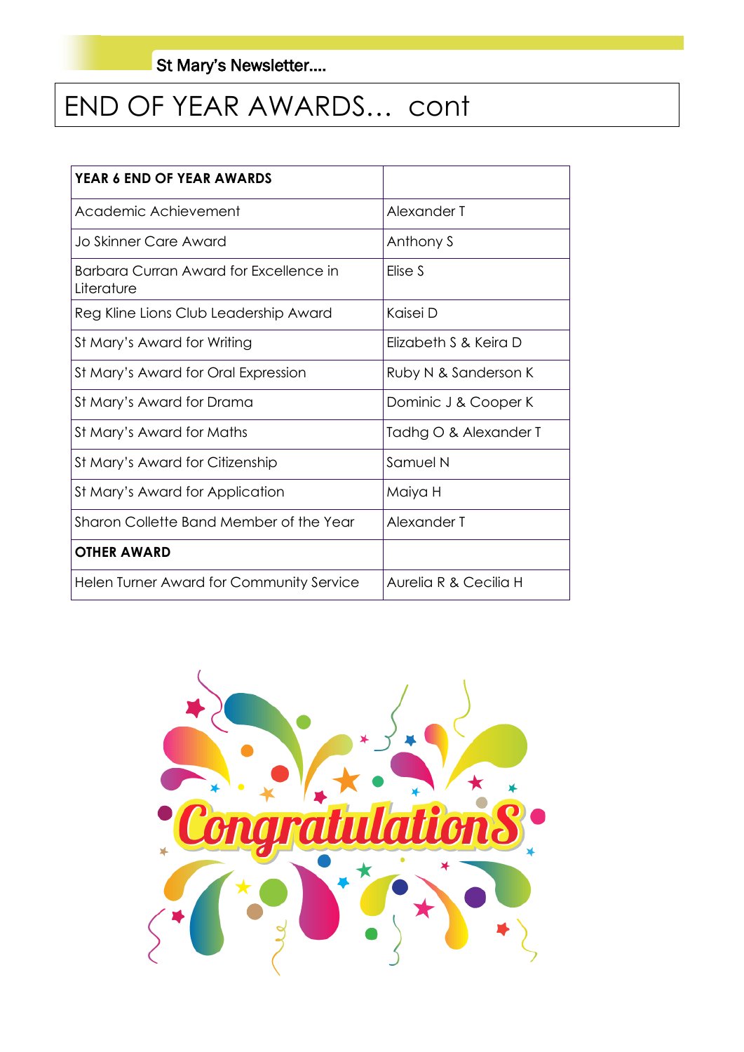# END OF YEAR AWARDS… cont

| YEAR 6 END OF YEAR AWARDS | |
|---|---|
| Academic Achievement | Alexander T |
| Jo Skinner Care Award | Anthony S |
| Barbara Curran Award for Excellence in Literature | Elise S |
| Reg Kline Lions Club Leadership Award | Kaisei D |
| St Mary's Award for Writing | Elizabeth S & Keira D |
| St Mary's Award for Oral Expression | Ruby N & Sanderson K |
| St Mary's Award for Drama | Dominic J & Cooper K |
| St Mary's Award for Maths | Tadhg O & Alexander T |
| St Mary's Award for Citizenship | Samuel N |
| St Mary's Award for Application | Maiya H |
| Sharon Collette Band Member of the Year | Alexander T |
| **OTHER AWARD** | |
| Helen Turner Award for Community Service | Aurelia R & Cecilia H |

Congratulations